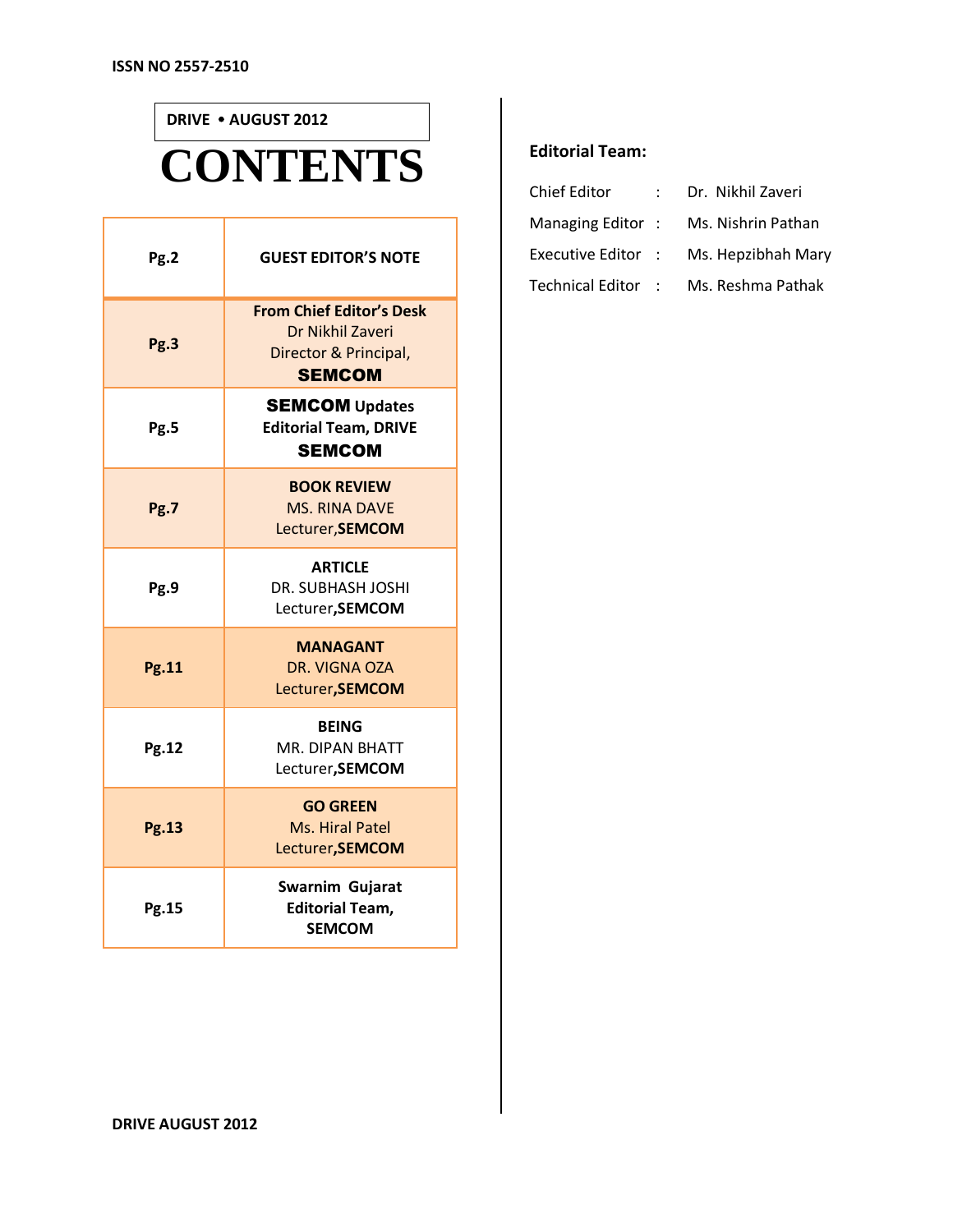ISSN NO 2557-2510

DRIVE • AUGUST 2012

# CONTENTS

| Page | Content |
|---|---|
| Pg.2 | **GUEST EDITOR'S NOTE** |
| Pg.3 | **From Chief Editor's Desk** Dr Nikhil Zaveri Director & Principal, **SEMCOM** |
| Pg.5 | **SEMCOM Updates** **Editorial Team, DRIVE** **SEMCOM** |
| Pg.7 | **BOOK REVIEW** MS. RINA DAVE Lecturer,**SEMCOM** |
| Pg.9 | **ARTICLE** DR. SUBHASH JOSHI Lecturer,**SEMCOM** |
| Pg.11 | **MANAGANT** DR. VIGNA OZA Lecturer,**SEMCOM** |
| Pg.12 | **BEING** MR. DIPAN BHATT Lecturer,**SEMCOM** |
| Pg.13 | **GO GREEN** Ms. Hiral Patel Lecturer,**SEMCOM** |
| Pg.15 | **Swarnim Gujarat** **Editorial Team,** **SEMCOM** |

**Editorial Team:**

| Role | | Name |
|---|---|---|
| Chief Editor | : | Dr. Nikhil Zaveri |
| Managing Editor | : | Ms. Nishrin Pathan |
| Executive Editor | : | Ms. Hepzibhah Mary |
| Technical Editor | : | Ms. Reshma Pathak |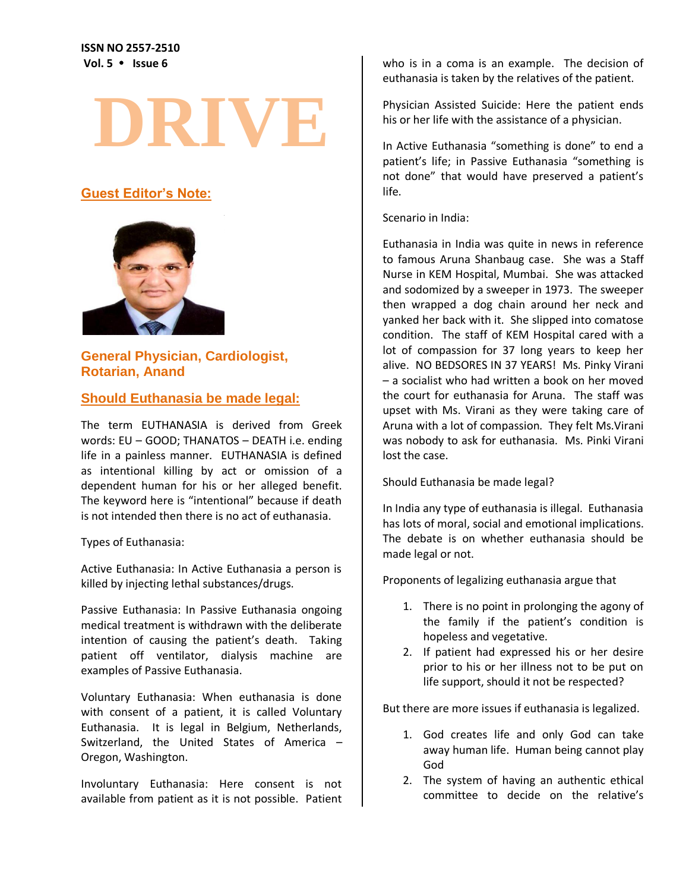# DRIVE

## Guest Editor's Note:

**General Physician, Cardiologist, Rotarian, Anand**

## Should Euthanasia be made legal:

The term EUTHANASIA is derived from Greek words: EU – GOOD; THANATOS – DEATH i.e. ending life in a painless manner. EUTHANASIA is defined as intentional killing by act or omission of a dependent human for his or her alleged benefit. The keyword here is "intentional" because if death is not intended then there is no act of euthanasia.

Types of Euthanasia:

Active Euthanasia: In Active Euthanasia a person is killed by injecting lethal substances/drugs.

Passive Euthanasia: In Passive Euthanasia ongoing medical treatment is withdrawn with the deliberate intention of causing the patient's death. Taking patient off ventilator, dialysis machine are examples of Passive Euthanasia.

Voluntary Euthanasia: When euthanasia is done with consent of a patient, it is called Voluntary Euthanasia. It is legal in Belgium, Netherlands, Switzerland, the United States of America – Oregon, Washington.

Involuntary Euthanasia: Here consent is not available from patient as it is not possible. Patient who is in a coma is an example. The decision of euthanasia is taken by the relatives of the patient.

Physician Assisted Suicide: Here the patient ends his or her life with the assistance of a physician.

In Active Euthanasia "something is done" to end a patient's life; in Passive Euthanasia "something is not done" that would have preserved a patient's life.

Scenario in India:

Euthanasia in India was quite in news in reference to famous Aruna Shanbaug case. She was a Staff Nurse in KEM Hospital, Mumbai. She was attacked and sodomized by a sweeper in 1973. The sweeper then wrapped a dog chain around her neck and yanked her back with it. She slipped into comatose condition. The staff of KEM Hospital cared with a lot of compassion for 37 long years to keep her alive. NO BEDSORES IN 37 YEARS! Ms. Pinky Virani – a socialist who had written a book on her moved the court for euthanasia for Aruna. The staff was upset with Ms. Virani as they were taking care of Aruna with a lot of compassion. They felt Ms.Virani was nobody to ask for euthanasia. Ms. Pinki Virani lost the case.

Should Euthanasia be made legal?

In India any type of euthanasia is illegal. Euthanasia has lots of moral, social and emotional implications. The debate is on whether euthanasia should be made legal or not.

Proponents of legalizing euthanasia argue that

1. There is no point in prolonging the agony of the family if the patient's condition is hopeless and vegetative.
2. If patient had expressed his or her desire prior to his or her illness not to be put on life support, should it not be respected?

But there are more issues if euthanasia is legalized.

1. God creates life and only God can take away human life. Human being cannot play God
2. The system of having an authentic ethical committee to decide on the relative's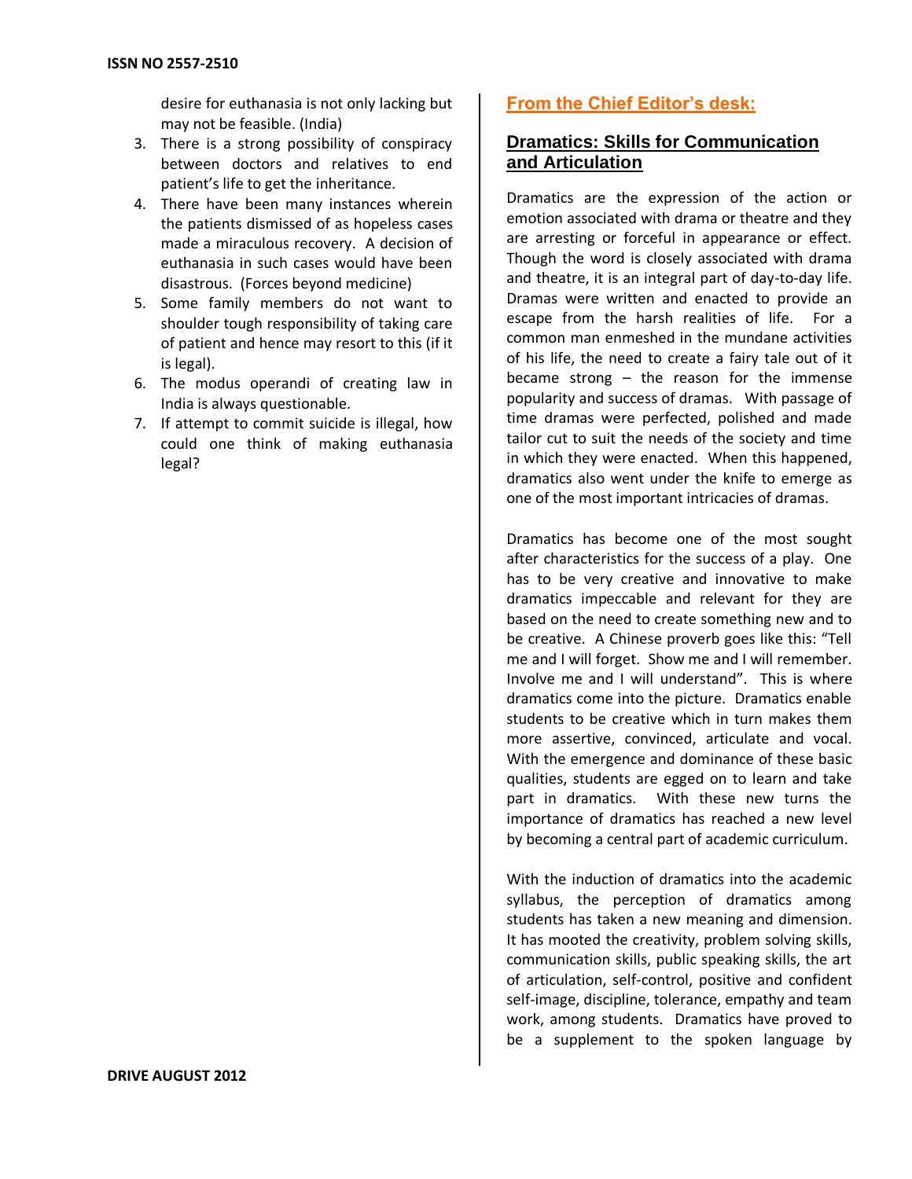desire for euthanasia is not only lacking but may not be feasible. (India)

3. There is a strong possibility of conspiracy between doctors and relatives to end patient's life to get the inheritance.
4. There have been many instances wherein the patients dismissed of as hopeless cases made a miraculous recovery. A decision of euthanasia in such cases would have been disastrous. (Forces beyond medicine)
5. Some family members do not want to shoulder tough responsibility of taking care of patient and hence may resort to this (if it is legal).
6. The modus operandi of creating law in India is always questionable.
7. If attempt to commit suicide is illegal, how could one think of making euthanasia legal?

## From the Chief Editor's desk:

## Dramatics: Skills for Communication and Articulation

Dramatics are the expression of the action or emotion associated with drama or theatre and they are arresting or forceful in appearance or effect. Though the word is closely associated with drama and theatre, it is an integral part of day-to-day life. Dramas were written and enacted to provide an escape from the harsh realities of life. For a common man enmeshed in the mundane activities of his life, the need to create a fairy tale out of it became strong – the reason for the immense popularity and success of dramas. With passage of time dramas were perfected, polished and made tailor cut to suit the needs of the society and time in which they were enacted. When this happened, dramatics also went under the knife to emerge as one of the most important intricacies of dramas.

Dramatics has become one of the most sought after characteristics for the success of a play. One has to be very creative and innovative to make dramatics impeccable and relevant for they are based on the need to create something new and to be creative. A Chinese proverb goes like this: "Tell me and I will forget. Show me and I will remember. Involve me and I will understand". This is where dramatics come into the picture. Dramatics enable students to be creative which in turn makes them more assertive, convinced, articulate and vocal. With the emergence and dominance of these basic qualities, students are egged on to learn and take part in dramatics. With these new turns the importance of dramatics has reached a new level by becoming a central part of academic curriculum.

With the induction of dramatics into the academic syllabus, the perception of dramatics among students has taken a new meaning and dimension. It has mooted the creativity, problem solving skills, communication skills, public speaking skills, the art of articulation, self-control, positive and confident self-image, discipline, tolerance, empathy and team work, among students. Dramatics have proved to be a supplement to the spoken language by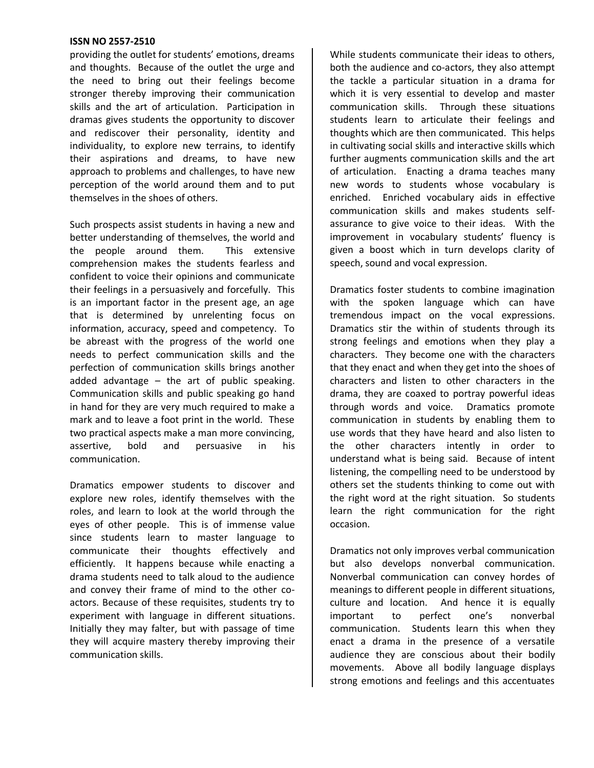providing the outlet for students' emotions, dreams and thoughts. Because of the outlet the urge and the need to bring out their feelings become stronger thereby improving their communication skills and the art of articulation. Participation in dramas gives students the opportunity to discover and rediscover their personality, identity and individuality, to explore new terrains, to identify their aspirations and dreams, to have new approach to problems and challenges, to have new perception of the world around them and to put themselves in the shoes of others.

Such prospects assist students in having a new and better understanding of themselves, the world and the people around them. This extensive comprehension makes the students fearless and confident to voice their opinions and communicate their feelings in a persuasively and forcefully. This is an important factor in the present age, an age that is determined by unrelenting focus on information, accuracy, speed and competency. To be abreast with the progress of the world one needs to perfect communication skills and the perfection of communication skills brings another added advantage – the art of public speaking. Communication skills and public speaking go hand in hand for they are very much required to make a mark and to leave a foot print in the world. These two practical aspects make a man more convincing, assertive, bold and persuasive in his communication.

Dramatics empower students to discover and explore new roles, identify themselves with the roles, and learn to look at the world through the eyes of other people. This is of immense value since students learn to master language to communicate their thoughts effectively and efficiently. It happens because while enacting a drama students need to talk aloud to the audience and convey their frame of mind to the other co-actors. Because of these requisites, students try to experiment with language in different situations. Initially they may falter, but with passage of time they will acquire mastery thereby improving their communication skills.

While students communicate their ideas to others, both the audience and co-actors, they also attempt the tackle a particular situation in a drama for which it is very essential to develop and master communication skills. Through these situations students learn to articulate their feelings and thoughts which are then communicated. This helps in cultivating social skills and interactive skills which further augments communication skills and the art of articulation. Enacting a drama teaches many new words to students whose vocabulary is enriched. Enriched vocabulary aids in effective communication skills and makes students self-assurance to give voice to their ideas. With the improvement in vocabulary students' fluency is given a boost which in turn develops clarity of speech, sound and vocal expression.

Dramatics foster students to combine imagination with the spoken language which can have tremendous impact on the vocal expressions. Dramatics stir the within of students through its strong feelings and emotions when they play a characters. They become one with the characters that they enact and when they get into the shoes of characters and listen to other characters in the drama, they are coaxed to portray powerful ideas through words and voice. Dramatics promote communication in students by enabling them to use words that they have heard and also listen to the other characters intently in order to understand what is being said. Because of intent listening, the compelling need to be understood by others set the students thinking to come out with the right word at the right situation. So students learn the right communication for the right occasion.

Dramatics not only improves verbal communication but also develops nonverbal communication. Nonverbal communication can convey hordes of meanings to different people in different situations, culture and location. And hence it is equally important to perfect one's nonverbal communication. Students learn this when they enact a drama in the presence of a versatile audience they are conscious about their bodily movements. Above all bodily language displays strong emotions and feelings and this accentuates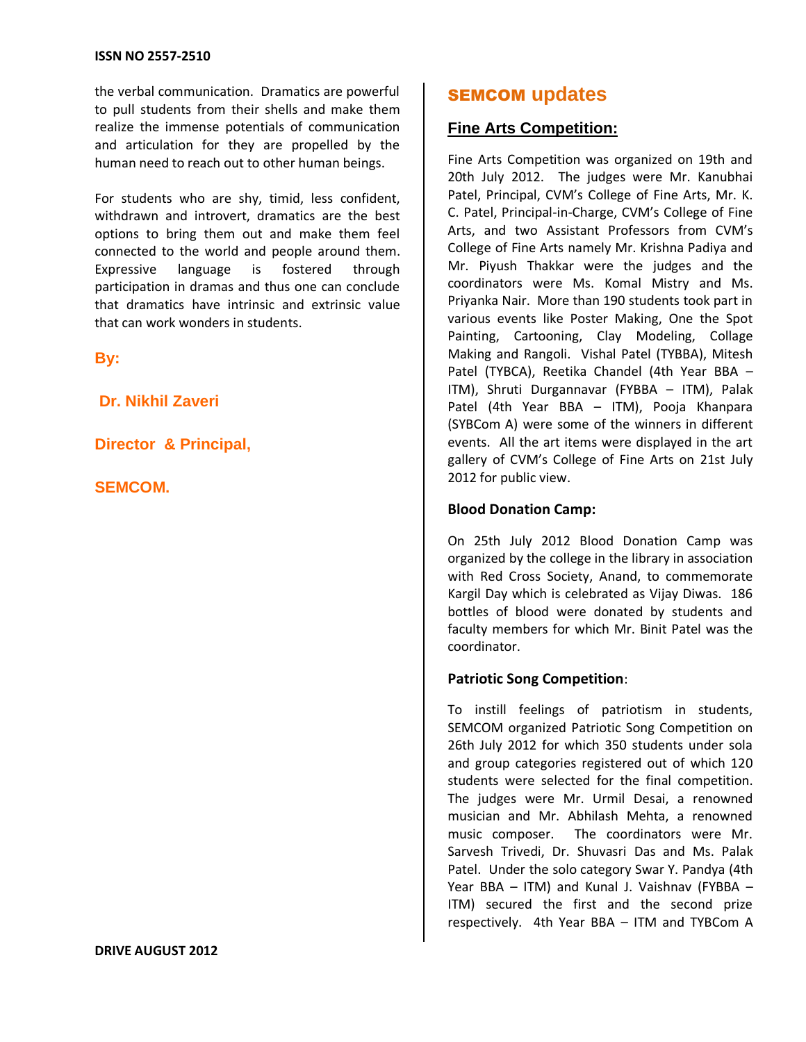the verbal communication. Dramatics are powerful to pull students from their shells and make them realize the immense potentials of communication and articulation for they are propelled by the human need to reach out to other human beings.

For students who are shy, timid, less confident, withdrawn and introvert, dramatics are the best options to bring them out and make them feel connected to the world and people around them. Expressive language is fostered through participation in dramas and thus one can conclude that dramatics have intrinsic and extrinsic value that can work wonders in students.

**By:**

**Dr. Nikhil Zaveri**

**Director & Principal,**

**SEMCOM.**

## SEMCOM updates

### Fine Arts Competition:

Fine Arts Competition was organized on 19th and 20th July 2012. The judges were Mr. Kanubhai Patel, Principal, CVM's College of Fine Arts, Mr. K. C. Patel, Principal-in-Charge, CVM's College of Fine Arts, and two Assistant Professors from CVM's College of Fine Arts namely Mr. Krishna Padiya and Mr. Piyush Thakkar were the judges and the coordinators were Ms. Komal Mistry and Ms. Priyanka Nair. More than 190 students took part in various events like Poster Making, One the Spot Painting, Cartooning, Clay Modeling, Collage Making and Rangoli. Vishal Patel (TYBBA), Mitesh Patel (TYBCA), Reetika Chandel (4th Year BBA – ITM), Shruti Durgannavar (FYBBA – ITM), Palak Patel (4th Year BBA – ITM), Pooja Khanpara (SYBCom A) were some of the winners in different events. All the art items were displayed in the art gallery of CVM's College of Fine Arts on 21st July 2012 for public view.

**Blood Donation Camp:**

On 25th July 2012 Blood Donation Camp was organized by the college in the library in association with Red Cross Society, Anand, to commemorate Kargil Day which is celebrated as Vijay Diwas. 186 bottles of blood were donated by students and faculty members for which Mr. Binit Patel was the coordinator.

**Patriotic Song Competition**:

To instill feelings of patriotism in students, SEMCOM organized Patriotic Song Competition on 26th July 2012 for which 350 students under sola and group categories registered out of which 120 students were selected for the final competition. The judges were Mr. Urmil Desai, a renowned musician and Mr. Abhilash Mehta, a renowned music composer. The coordinators were Mr. Sarvesh Trivedi, Dr. Shuvasri Das and Ms. Palak Patel. Under the solo category Swar Y. Pandya (4th Year BBA – ITM) and Kunal J. Vaishnav (FYBBA – ITM) secured the first and the second prize respectively. 4th Year BBA – ITM and TYBCom A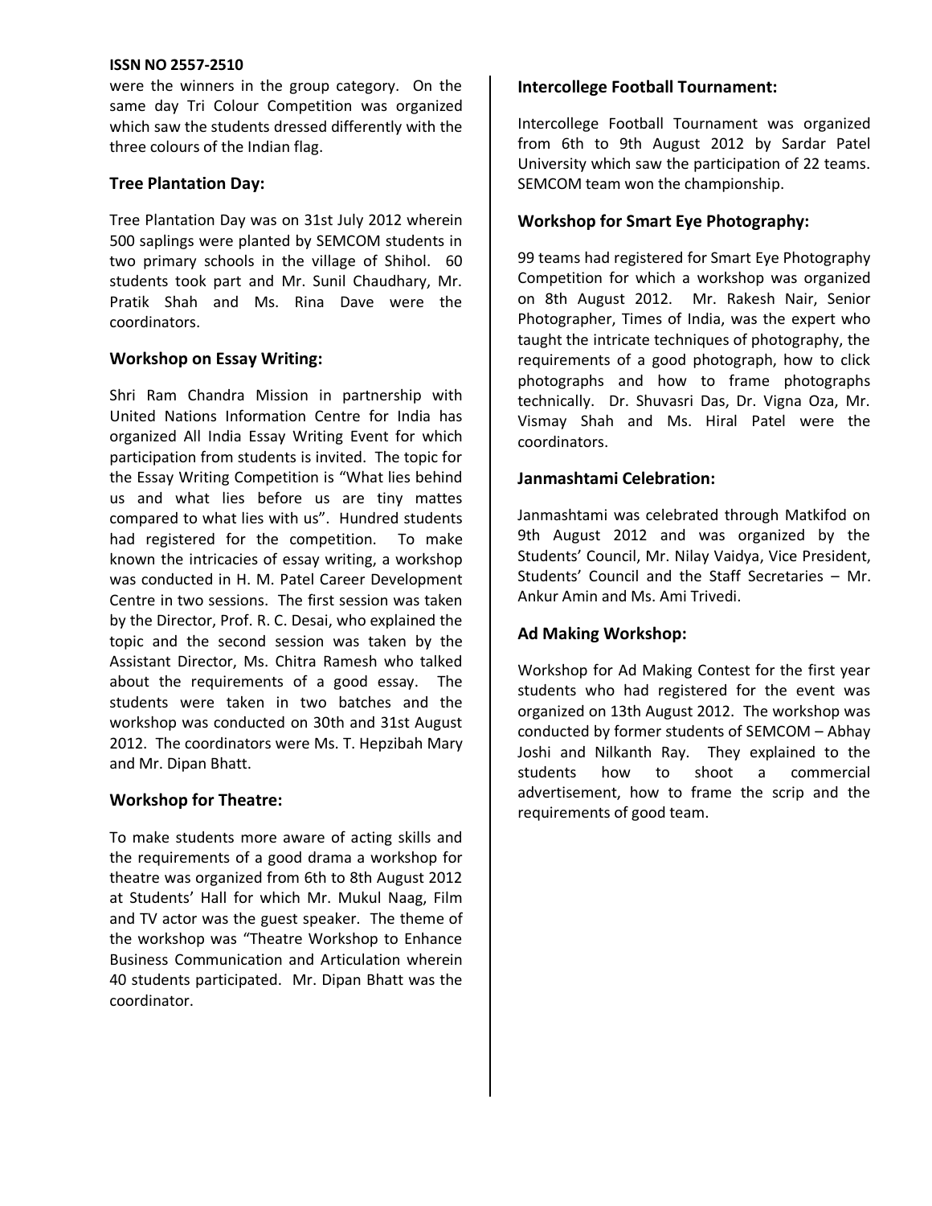were the winners in the group category. On the same day Tri Colour Competition was organized which saw the students dressed differently with the three colours of the Indian flag.

### Tree Plantation Day:

Tree Plantation Day was on 31st July 2012 wherein 500 saplings were planted by SEMCOM students in two primary schools in the village of Shihol. 60 students took part and Mr. Sunil Chaudhary, Mr. Pratik Shah and Ms. Rina Dave were the coordinators.

### Workshop on Essay Writing:

Shri Ram Chandra Mission in partnership with United Nations Information Centre for India has organized All India Essay Writing Event for which participation from students is invited. The topic for the Essay Writing Competition is "What lies behind us and what lies before us are tiny mattes compared to what lies with us". Hundred students had registered for the competition. To make known the intricacies of essay writing, a workshop was conducted in H. M. Patel Career Development Centre in two sessions. The first session was taken by the Director, Prof. R. C. Desai, who explained the topic and the second session was taken by the Assistant Director, Ms. Chitra Ramesh who talked about the requirements of a good essay. The students were taken in two batches and the workshop was conducted on 30th and 31st August 2012. The coordinators were Ms. T. Hepzibah Mary and Mr. Dipan Bhatt.

### Workshop for Theatre:

To make students more aware of acting skills and the requirements of a good drama a workshop for theatre was organized from 6th to 8th August 2012 at Students' Hall for which Mr. Mukul Naag, Film and TV actor was the guest speaker. The theme of the workshop was "Theatre Workshop to Enhance Business Communication and Articulation wherein 40 students participated. Mr. Dipan Bhatt was the coordinator.

### Intercollege Football Tournament:

Intercollege Football Tournament was organized from 6th to 9th August 2012 by Sardar Patel University which saw the participation of 22 teams. SEMCOM team won the championship.

### Workshop for Smart Eye Photography:

99 teams had registered for Smart Eye Photography Competition for which a workshop was organized on 8th August 2012. Mr. Rakesh Nair, Senior Photographer, Times of India, was the expert who taught the intricate techniques of photography, the requirements of a good photograph, how to click photographs and how to frame photographs technically. Dr. Shuvasri Das, Dr. Vigna Oza, Mr. Vismay Shah and Ms. Hiral Patel were the coordinators.

### Janmashtami Celebration:

Janmashtami was celebrated through Matkifod on 9th August 2012 and was organized by the Students' Council, Mr. Nilay Vaidya, Vice President, Students' Council and the Staff Secretaries – Mr. Ankur Amin and Ms. Ami Trivedi.

### Ad Making Workshop:

Workshop for Ad Making Contest for the first year students who had registered for the event was organized on 13th August 2012. The workshop was conducted by former students of SEMCOM – Abhay Joshi and Nilkanth Ray. They explained to the students how to shoot a commercial advertisement, how to frame the scrip and the requirements of good team.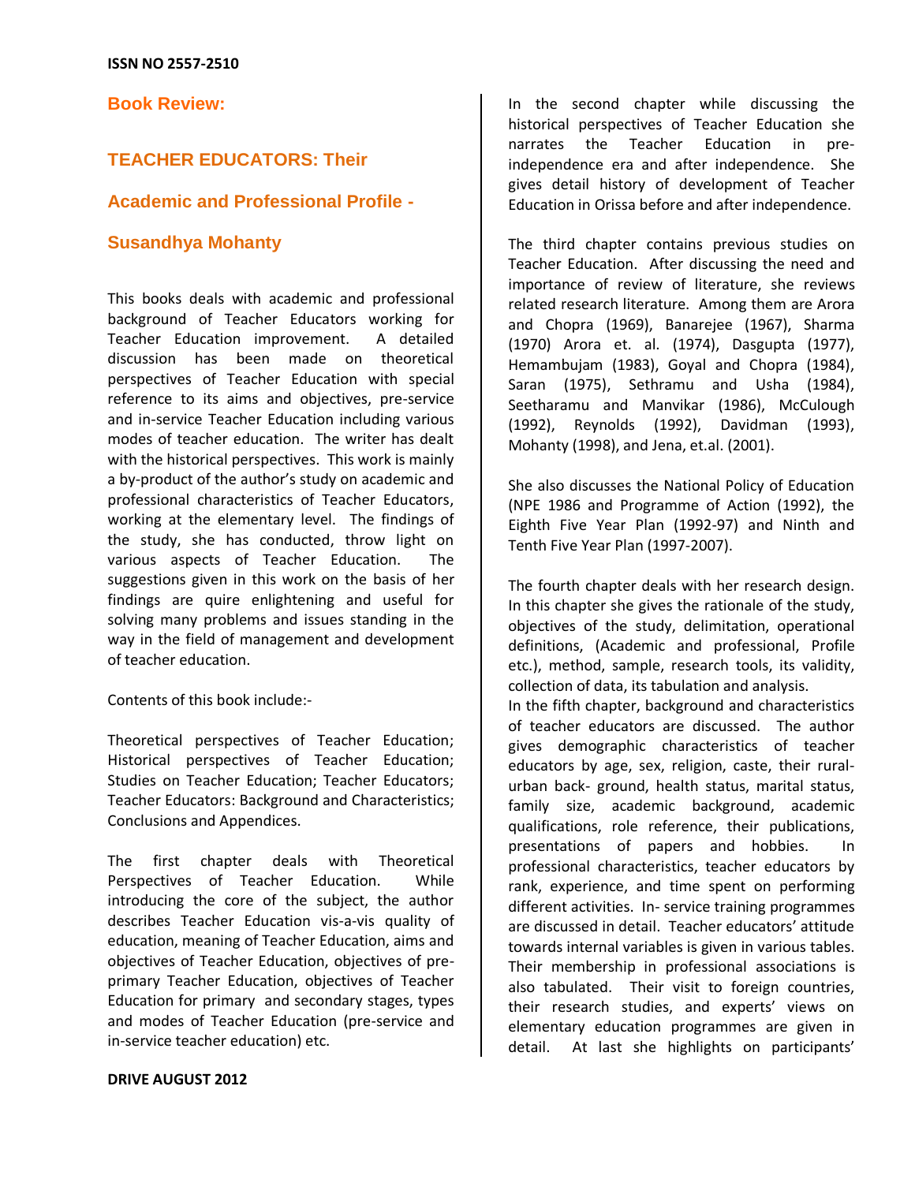## Book Review:

## TEACHER EDUCATORS: Their Academic and Professional Profile - Susandhya Mohanty

This books deals with academic and professional background of Teacher Educators working for Teacher Education improvement. A detailed discussion has been made on theoretical perspectives of Teacher Education with special reference to its aims and objectives, pre-service and in-service Teacher Education including various modes of teacher education. The writer has dealt with the historical perspectives. This work is mainly a by-product of the author's study on academic and professional characteristics of Teacher Educators, working at the elementary level. The findings of the study, she has conducted, throw light on various aspects of Teacher Education. The suggestions given in this work on the basis of her findings are quire enlightening and useful for solving many problems and issues standing in the way in the field of management and development of teacher education.

Contents of this book include:-

Theoretical perspectives of Teacher Education; Historical perspectives of Teacher Education; Studies on Teacher Education; Teacher Educators; Teacher Educators: Background and Characteristics; Conclusions and Appendices.

The first chapter deals with Theoretical Perspectives of Teacher Education. While introducing the core of the subject, the author describes Teacher Education vis-a-vis quality of education, meaning of Teacher Education, aims and objectives of Teacher Education, objectives of pre-primary Teacher Education, objectives of Teacher Education for primary and secondary stages, types and modes of Teacher Education (pre-service and in-service teacher education) etc.

In the second chapter while discussing the historical perspectives of Teacher Education she narrates the Teacher Education in pre-independence era and after independence. She gives detail history of development of Teacher Education in Orissa before and after independence.

The third chapter contains previous studies on Teacher Education. After discussing the need and importance of review of literature, she reviews related research literature. Among them are Arora and Chopra (1969), Banarejee (1967), Sharma (1970) Arora et. al. (1974), Dasgupta (1977), Hemambujam (1983), Goyal and Chopra (1984), Saran (1975), Sethramu and Usha (1984), Seetharamu and Manvikar (1986), McCulough (1992), Reynolds (1992), Davidman (1993), Mohanty (1998), and Jena, et.al. (2001).

She also discusses the National Policy of Education (NPE 1986 and Programme of Action (1992), the Eighth Five Year Plan (1992-97) and Ninth and Tenth Five Year Plan (1997-2007).

The fourth chapter deals with her research design. In this chapter she gives the rationale of the study, objectives of the study, delimitation, operational definitions, (Academic and professional, Profile etc.), method, sample, research tools, its validity, collection of data, its tabulation and analysis.

In the fifth chapter, background and characteristics of teacher educators are discussed. The author gives demographic characteristics of teacher educators by age, sex, religion, caste, their rural-urban back- ground, health status, marital status, family size, academic background, academic qualifications, role reference, their publications, presentations of papers and hobbies. In professional characteristics, teacher educators by rank, experience, and time spent on performing different activities. In- service training programmes are discussed in detail. Teacher educators' attitude towards internal variables is given in various tables. Their membership in professional associations is also tabulated. Their visit to foreign countries, their research studies, and experts' views on elementary education programmes are given in detail. At last she highlights on participants'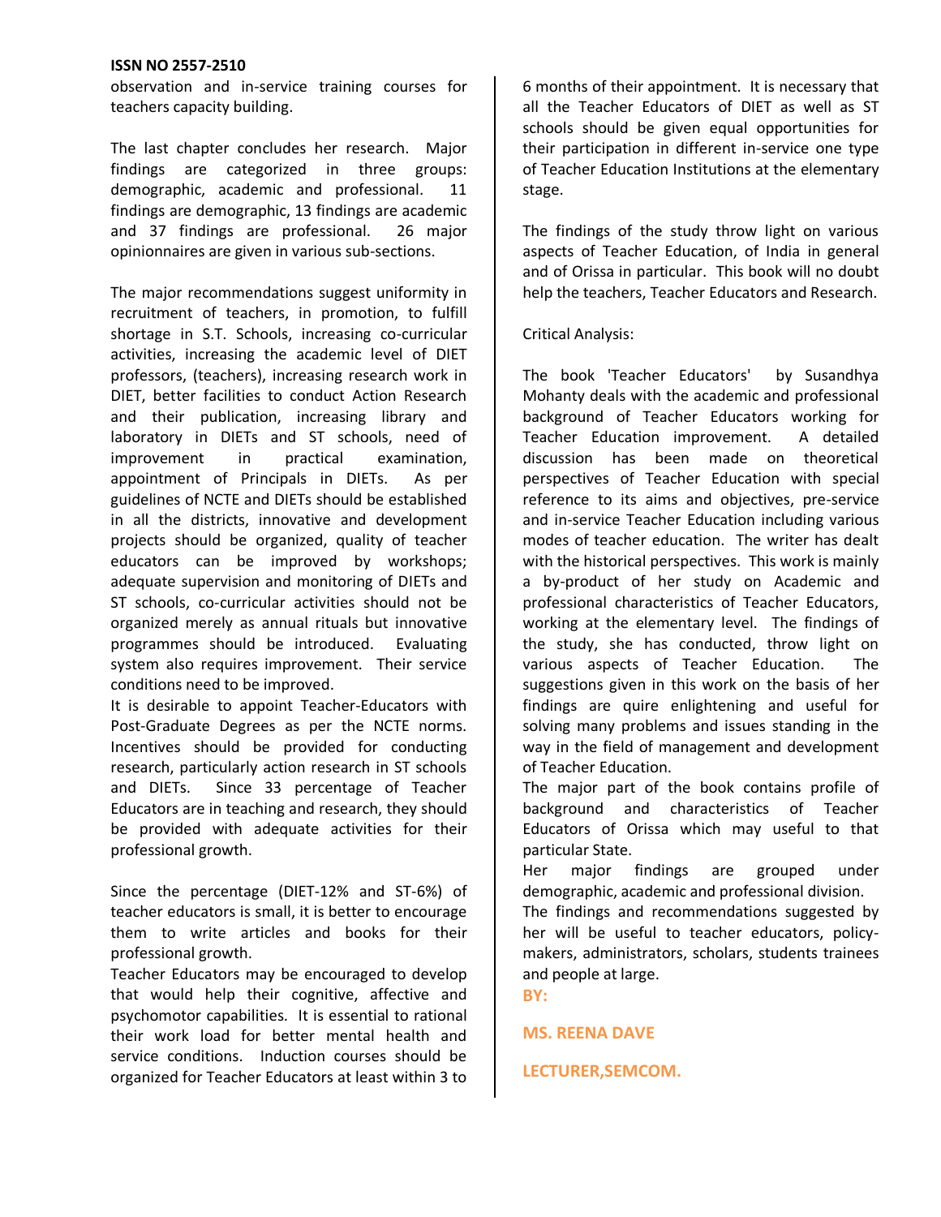observation and in-service training courses for teachers capacity building.

The last chapter concludes her research. Major findings are categorized in three groups: demographic, academic and professional. 11 findings are demographic, 13 findings are academic and 37 findings are professional. 26 major opinionnaires are given in various sub-sections.

The major recommendations suggest uniformity in recruitment of teachers, in promotion, to fulfill shortage in S.T. Schools, increasing co-curricular activities, increasing the academic level of DIET professors, (teachers), increasing research work in DIET, better facilities to conduct Action Research and their publication, increasing library and laboratory in DIETs and ST schools, need of improvement in practical examination, appointment of Principals in DIETs. As per guidelines of NCTE and DIETs should be established in all the districts, innovative and development projects should be organized, quality of teacher educators can be improved by workshops; adequate supervision and monitoring of DIETs and ST schools, co-curricular activities should not be organized merely as annual rituals but innovative programmes should be introduced. Evaluating system also requires improvement. Their service conditions need to be improved.

It is desirable to appoint Teacher-Educators with Post-Graduate Degrees as per the NCTE norms. Incentives should be provided for conducting research, particularly action research in ST schools and DIETs. Since 33 percentage of Teacher Educators are in teaching and research, they should be provided with adequate activities for their professional growth.

Since the percentage (DIET-12% and ST-6%) of teacher educators is small, it is better to encourage them to write articles and books for their professional growth.

Teacher Educators may be encouraged to develop that would help their cognitive, affective and psychomotor capabilities. It is essential to rational their work load for better mental health and service conditions. Induction courses should be organized for Teacher Educators at least within 3 to 6 months of their appointment. It is necessary that all the Teacher Educators of DIET as well as ST schools should be given equal opportunities for their participation in different in-service one type of Teacher Education Institutions at the elementary stage.

The findings of the study throw light on various aspects of Teacher Education, of India in general and of Orissa in particular. This book will no doubt help the teachers, Teacher Educators and Research.

Critical Analysis:

The book 'Teacher Educators' by Susandhya Mohanty deals with the academic and professional background of Teacher Educators working for Teacher Education improvement. A detailed discussion has been made on theoretical perspectives of Teacher Education with special reference to its aims and objectives, pre-service and in-service Teacher Education including various modes of teacher education. The writer has dealt with the historical perspectives. This work is mainly a by-product of her study on Academic and professional characteristics of Teacher Educators, working at the elementary level. The findings of the study, she has conducted, throw light on various aspects of Teacher Education. The suggestions given in this work on the basis of her findings are quire enlightening and useful for solving many problems and issues standing in the way in the field of management and development of Teacher Education.

The major part of the book contains profile of background and characteristics of Teacher Educators of Orissa which may useful to that particular State.

Her major findings are grouped under demographic, academic and professional division.

The findings and recommendations suggested by her will be useful to teacher educators, policy-makers, administrators, scholars, students trainees and people at large.

**BY:**

**MS. REENA DAVE**

**LECTURER,SEMCOM.**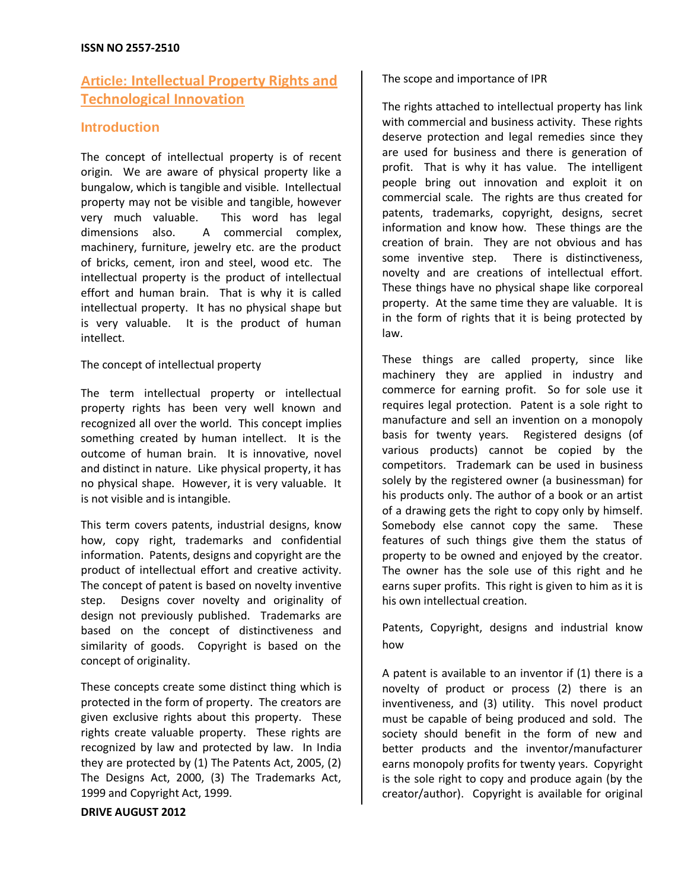## Article: Intellectual Property Rights and Technological Innovation

### Introduction

The concept of intellectual property is of recent origin. We are aware of physical property like a bungalow, which is tangible and visible. Intellectual property may not be visible and tangible, however very much valuable. This word has legal dimensions also. A commercial complex, machinery, furniture, jewelry etc. are the product of bricks, cement, iron and steel, wood etc. The intellectual property is the product of intellectual effort and human brain. That is why it is called intellectual property. It has no physical shape but is very valuable. It is the product of human intellect.

The concept of intellectual property

The term intellectual property or intellectual property rights has been very well known and recognized all over the world. This concept implies something created by human intellect. It is the outcome of human brain. It is innovative, novel and distinct in nature. Like physical property, it has no physical shape. However, it is very valuable. It is not visible and is intangible.

This term covers patents, industrial designs, know how, copy right, trademarks and confidential information. Patents, designs and copyright are the product of intellectual effort and creative activity. The concept of patent is based on novelty inventive step. Designs cover novelty and originality of design not previously published. Trademarks are based on the concept of distinctiveness and similarity of goods. Copyright is based on the concept of originality.

These concepts create some distinct thing which is protected in the form of property. The creators are given exclusive rights about this property. These rights create valuable property. These rights are recognized by law and protected by law. In India they are protected by (1) The Patents Act, 2005, (2) The Designs Act, 2000, (3) The Trademarks Act, 1999 and Copyright Act, 1999.

The scope and importance of IPR

The rights attached to intellectual property has link with commercial and business activity. These rights deserve protection and legal remedies since they are used for business and there is generation of profit. That is why it has value. The intelligent people bring out innovation and exploit it on commercial scale. The rights are thus created for patents, trademarks, copyright, designs, secret information and know how. These things are the creation of brain. They are not obvious and has some inventive step. There is distinctiveness, novelty and are creations of intellectual effort. These things have no physical shape like corporeal property. At the same time they are valuable. It is in the form of rights that it is being protected by law.

These things are called property, since like machinery they are applied in industry and commerce for earning profit. So for sole use it requires legal protection. Patent is a sole right to manufacture and sell an invention on a monopoly basis for twenty years. Registered designs (of various products) cannot be copied by the competitors. Trademark can be used in business solely by the registered owner (a businessman) for his products only. The author of a book or an artist of a drawing gets the right to copy only by himself. Somebody else cannot copy the same. These features of such things give them the status of property to be owned and enjoyed by the creator. The owner has the sole use of this right and he earns super profits. This right is given to him as it is his own intellectual creation.

Patents, Copyright, designs and industrial know how

A patent is available to an inventor if (1) there is a novelty of product or process (2) there is an inventiveness, and (3) utility. This novel product must be capable of being produced and sold. The society should benefit in the form of new and better products and the inventor/manufacturer earns monopoly profits for twenty years. Copyright is the sole right to copy and produce again (by the creator/author). Copyright is available for original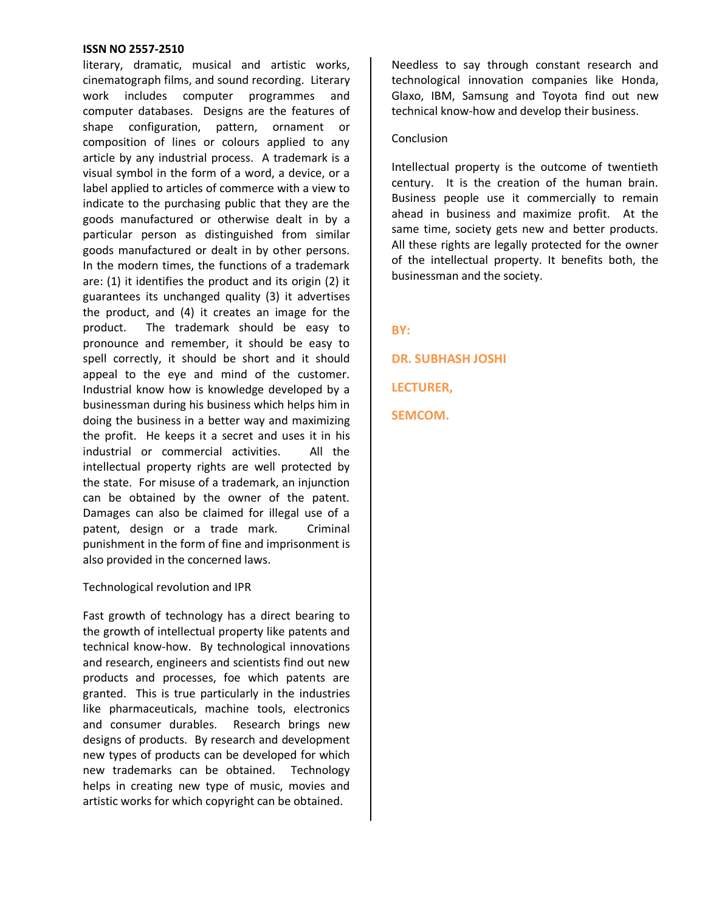literary, dramatic, musical and artistic works, cinematograph films, and sound recording. Literary work includes computer programmes and computer databases. Designs are the features of shape configuration, pattern, ornament or composition of lines or colours applied to any article by any industrial process. A trademark is a visual symbol in the form of a word, a device, or a label applied to articles of commerce with a view to indicate to the purchasing public that they are the goods manufactured or otherwise dealt in by a particular person as distinguished from similar goods manufactured or dealt in by other persons. In the modern times, the functions of a trademark are: (1) it identifies the product and its origin (2) it guarantees its unchanged quality (3) it advertises the product, and (4) it creates an image for the product. The trademark should be easy to pronounce and remember, it should be easy to spell correctly, it should be short and it should appeal to the eye and mind of the customer. Industrial know how is knowledge developed by a businessman during his business which helps him in doing the business in a better way and maximizing the profit. He keeps it a secret and uses it in his industrial or commercial activities. All the intellectual property rights are well protected by the state. For misuse of a trademark, an injunction can be obtained by the owner of the patent. Damages can also be claimed for illegal use of a patent, design or a trade mark. Criminal punishment in the form of fine and imprisonment is also provided in the concerned laws.

## Technological revolution and IPR

Fast growth of technology has a direct bearing to the growth of intellectual property like patents and technical know-how. By technological innovations and research, engineers and scientists find out new products and processes, foe which patents are granted. This is true particularly in the industries like pharmaceuticals, machine tools, electronics and consumer durables. Research brings new designs of products. By research and development new types of products can be developed for which new trademarks can be obtained. Technology helps in creating new type of music, movies and artistic works for which copyright can be obtained. Needless to say through constant research and technological innovation companies like Honda, Glaxo, IBM, Samsung and Toyota find out new technical know-how and develop their business.

## Conclusion

Intellectual property is the outcome of twentieth century. It is the creation of the human brain. Business people use it commercially to remain ahead in business and maximize profit. At the same time, society gets new and better products. All these rights are legally protected for the owner of the intellectual property. It benefits both, the businessman and the society.

**BY:**

**DR. SUBHASH JOSHI**

**LECTURER,**

**SEMCOM.**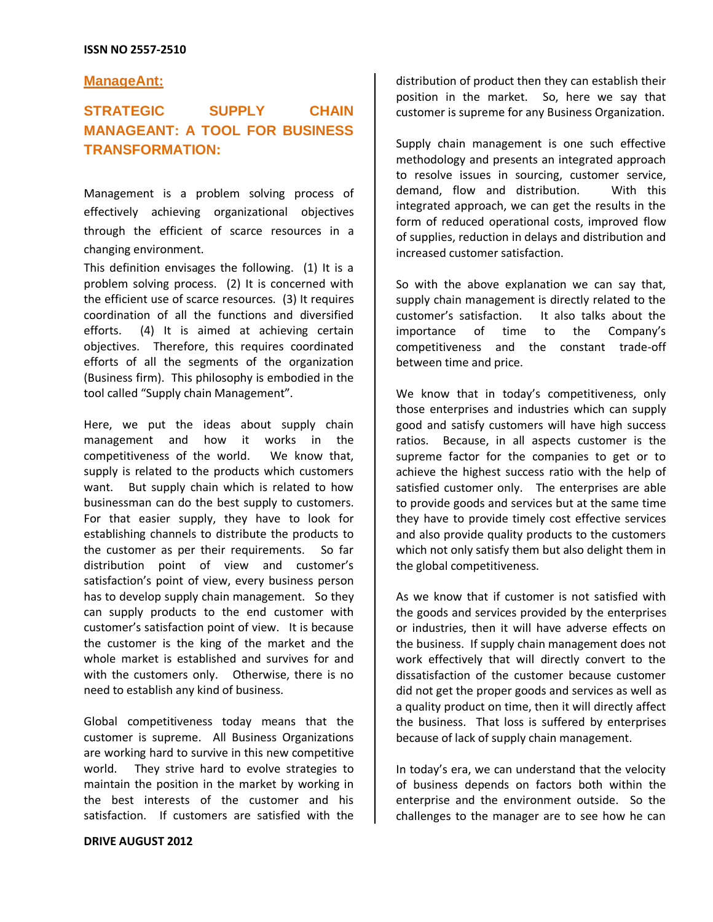**ManageAnt:**

## STRATEGIC SUPPLY CHAIN MANAGEANT: A TOOL FOR BUSINESS TRANSFORMATION:

Management is a problem solving process of effectively achieving organizational objectives through the efficient of scarce resources in a changing environment.

This definition envisages the following. (1) It is a problem solving process. (2) It is concerned with the efficient use of scarce resources. (3) It requires coordination of all the functions and diversified efforts. (4) It is aimed at achieving certain objectives. Therefore, this requires coordinated efforts of all the segments of the organization (Business firm). This philosophy is embodied in the tool called "Supply chain Management".

Here, we put the ideas about supply chain management and how it works in the competitiveness of the world. We know that, supply is related to the products which customers want. But supply chain which is related to how businessman can do the best supply to customers. For that easier supply, they have to look for establishing channels to distribute the products to the customer as per their requirements. So far distribution point of view and customer's satisfaction's point of view, every business person has to develop supply chain management. So they can supply products to the end customer with customer's satisfaction point of view. It is because the customer is the king of the market and the whole market is established and survives for and with the customers only. Otherwise, there is no need to establish any kind of business.

Global competitiveness today means that the customer is supreme. All Business Organizations are working hard to survive in this new competitive world. They strive hard to evolve strategies to maintain the position in the market by working in the best interests of the customer and his satisfaction. If customers are satisfied with the distribution of product then they can establish their position in the market. So, here we say that customer is supreme for any Business Organization.

Supply chain management is one such effective methodology and presents an integrated approach to resolve issues in sourcing, customer service, demand, flow and distribution. With this integrated approach, we can get the results in the form of reduced operational costs, improved flow of supplies, reduction in delays and distribution and increased customer satisfaction.

So with the above explanation we can say that, supply chain management is directly related to the customer's satisfaction. It also talks about the importance of time to the Company's competitiveness and the constant trade-off between time and price.

We know that in today's competitiveness, only those enterprises and industries which can supply good and satisfy customers will have high success ratios. Because, in all aspects customer is the supreme factor for the companies to get or to achieve the highest success ratio with the help of satisfied customer only. The enterprises are able to provide goods and services but at the same time they have to provide timely cost effective services and also provide quality products to the customers which not only satisfy them but also delight them in the global competitiveness.

As we know that if customer is not satisfied with the goods and services provided by the enterprises or industries, then it will have adverse effects on the business. If supply chain management does not work effectively that will directly convert to the dissatisfaction of the customer because customer did not get the proper goods and services as well as a quality product on time, then it will directly affect the business. That loss is suffered by enterprises because of lack of supply chain management.

In today's era, we can understand that the velocity of business depends on factors both within the enterprise and the environment outside. So the challenges to the manager are to see how he can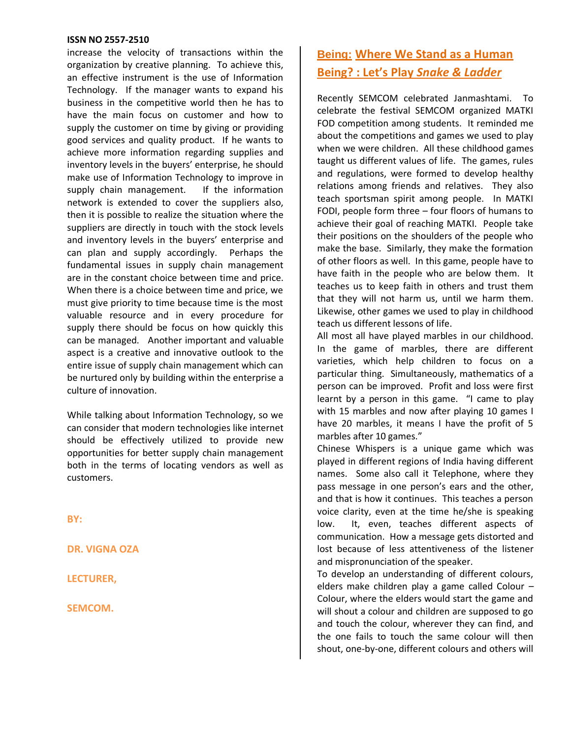increase the velocity of transactions within the organization by creative planning. To achieve this, an effective instrument is the use of Information Technology. If the manager wants to expand his business in the competitive world then he has to have the main focus on customer and how to supply the customer on time by giving or providing good services and quality product. If he wants to achieve more information regarding supplies and inventory levels in the buyers' enterprise, he should make use of Information Technology to improve in supply chain management. If the information network is extended to cover the suppliers also, then it is possible to realize the situation where the suppliers are directly in touch with the stock levels and inventory levels in the buyers' enterprise and can plan and supply accordingly. Perhaps the fundamental issues in supply chain management are in the constant choice between time and price. When there is a choice between time and price, we must give priority to time because time is the most valuable resource and in every procedure for supply there should be focus on how quickly this can be managed. Another important and valuable aspect is a creative and innovative outlook to the entire issue of supply chain management which can be nurtured only by building within the enterprise a culture of innovation.

While talking about Information Technology, so we can consider that modern technologies like internet should be effectively utilized to provide new opportunities for better supply chain management both in the terms of locating vendors as well as customers.

**BY:**

**DR. VIGNA OZA**

**LECTURER,**

**SEMCOM.**

## Being: Where We Stand as a Human Being? : Let's Play *Snake & Ladder*

Recently SEMCOM celebrated Janmashtami. To celebrate the festival SEMCOM organized MATKI FOD competition among students. It reminded me about the competitions and games we used to play when we were children. All these childhood games taught us different values of life. The games, rules and regulations, were formed to develop healthy relations among friends and relatives. They also teach sportsman spirit among people. In MATKI FODI, people form three – four floors of humans to achieve their goal of reaching MATKI. People take their positions on the shoulders of the people who make the base. Similarly, they make the formation of other floors as well. In this game, people have to have faith in the people who are below them. It teaches us to keep faith in others and trust them that they will not harm us, until we harm them. Likewise, other games we used to play in childhood teach us different lessons of life.

All most all have played marbles in our childhood. In the game of marbles, there are different varieties, which help children to focus on a particular thing. Simultaneously, mathematics of a person can be improved. Profit and loss were first learnt by a person in this game. "I came to play with 15 marbles and now after playing 10 games I have 20 marbles, it means I have the profit of 5 marbles after 10 games."

Chinese Whispers is a unique game which was played in different regions of India having different names. Some also call it Telephone, where they pass message in one person's ears and the other, and that is how it continues. This teaches a person voice clarity, even at the time he/she is speaking low. It, even, teaches different aspects of communication. How a message gets distorted and lost because of less attentiveness of the listener and mispronunciation of the speaker.

To develop an understanding of different colours, elders make children play a game called Colour – Colour, where the elders would start the game and will shout a colour and children are supposed to go and touch the colour, wherever they can find, and the one fails to touch the same colour will then shout, one-by-one, different colours and others will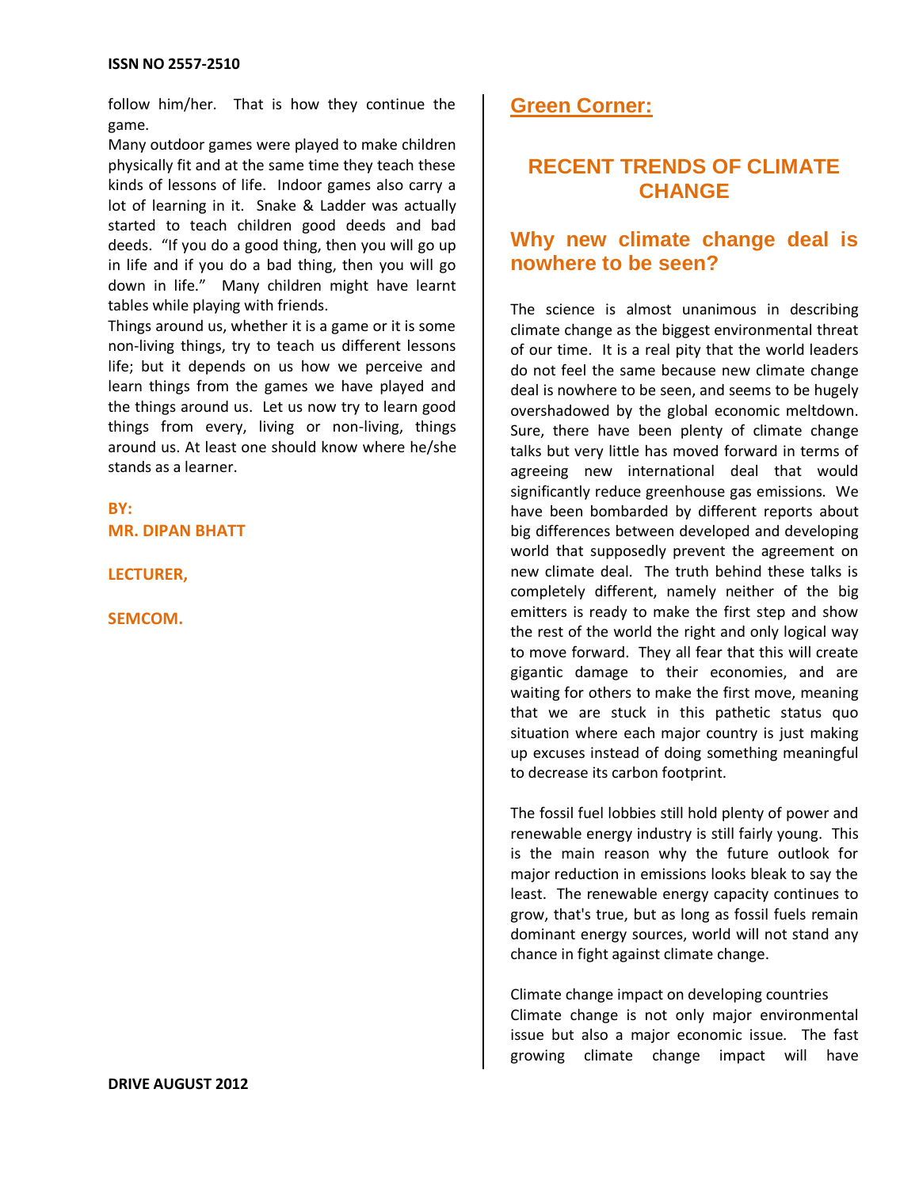follow him/her. That is how they continue the game.

Many outdoor games were played to make children physically fit and at the same time they teach these kinds of lessons of life. Indoor games also carry a lot of learning in it. Snake & Ladder was actually started to teach children good deeds and bad deeds. "If you do a good thing, then you will go up in life and if you do a bad thing, then you will go down in life." Many children might have learnt tables while playing with friends.

Things around us, whether it is a game or it is some non-living things, try to teach us different lessons life; but it depends on us how we perceive and learn things from the games we have played and the things around us. Let us now try to learn good things from every, living or non-living, things around us. At least one should know where he/she stands as a learner.

**BY:**
**MR. DIPAN BHATT**

**LECTURER,**

**SEMCOM.**

## Green Corner:

# RECENT TRENDS OF CLIMATE CHANGE

## Why new climate change deal is nowhere to be seen?

The science is almost unanimous in describing climate change as the biggest environmental threat of our time. It is a real pity that the world leaders do not feel the same because new climate change deal is nowhere to be seen, and seems to be hugely overshadowed by the global economic meltdown. Sure, there have been plenty of climate change talks but very little has moved forward in terms of agreeing new international deal that would significantly reduce greenhouse gas emissions. We have been bombarded by different reports about big differences between developed and developing world that supposedly prevent the agreement on new climate deal. The truth behind these talks is completely different, namely neither of the big emitters is ready to make the first step and show the rest of the world the right and only logical way to move forward. They all fear that this will create gigantic damage to their economies, and are waiting for others to make the first move, meaning that we are stuck in this pathetic status quo situation where each major country is just making up excuses instead of doing something meaningful to decrease its carbon footprint.

The fossil fuel lobbies still hold plenty of power and renewable energy industry is still fairly young. This is the main reason why the future outlook for major reduction in emissions looks bleak to say the least. The renewable energy capacity continues to grow, that's true, but as long as fossil fuels remain dominant energy sources, world will not stand any chance in fight against climate change.

Climate change impact on developing countries

Climate change is not only major environmental issue but also a major economic issue. The fast growing climate change impact will have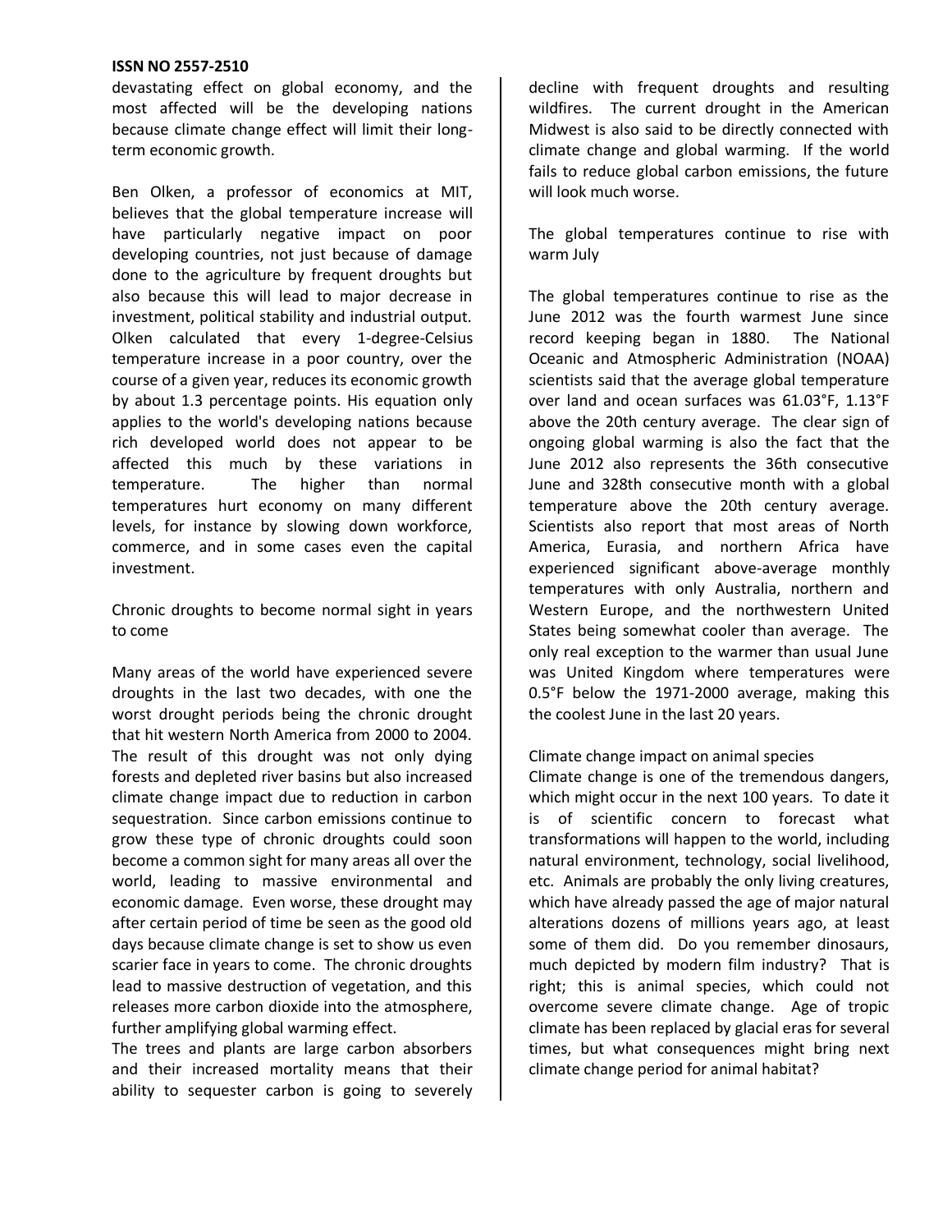devastating effect on global economy, and the most affected will be the developing nations because climate change effect will limit their long-term economic growth.

Ben Olken, a professor of economics at MIT, believes that the global temperature increase will have particularly negative impact on poor developing countries, not just because of damage done to the agriculture by frequent droughts but also because this will lead to major decrease in investment, political stability and industrial output. Olken calculated that every 1-degree-Celsius temperature increase in a poor country, over the course of a given year, reduces its economic growth by about 1.3 percentage points. His equation only applies to the world's developing nations because rich developed world does not appear to be affected this much by these variations in temperature. The higher than normal temperatures hurt economy on many different levels, for instance by slowing down workforce, commerce, and in some cases even the capital investment.

Chronic droughts to become normal sight in years to come

Many areas of the world have experienced severe droughts in the last two decades, with one the worst drought periods being the chronic drought that hit western North America from 2000 to 2004. The result of this drought was not only dying forests and depleted river basins but also increased climate change impact due to reduction in carbon sequestration. Since carbon emissions continue to grow these type of chronic droughts could soon become a common sight for many areas all over the world, leading to massive environmental and economic damage. Even worse, these drought may after certain period of time be seen as the good old days because climate change is set to show us even scarier face in years to come. The chronic droughts lead to massive destruction of vegetation, and this releases more carbon dioxide into the atmosphere, further amplifying global warming effect.

The trees and plants are large carbon absorbers and their increased mortality means that their ability to sequester carbon is going to severely decline with frequent droughts and resulting wildfires. The current drought in the American Midwest is also said to be directly connected with climate change and global warming. If the world fails to reduce global carbon emissions, the future will look much worse.

The global temperatures continue to rise with warm July

The global temperatures continue to rise as the June 2012 was the fourth warmest June since record keeping began in 1880. The National Oceanic and Atmospheric Administration (NOAA) scientists said that the average global temperature over land and ocean surfaces was 61.03°F, 1.13°F above the 20th century average. The clear sign of ongoing global warming is also the fact that the June 2012 also represents the 36th consecutive June and 328th consecutive month with a global temperature above the 20th century average. Scientists also report that most areas of North America, Eurasia, and northern Africa have experienced significant above-average monthly temperatures with only Australia, northern and Western Europe, and the northwestern United States being somewhat cooler than average. The only real exception to the warmer than usual June was United Kingdom where temperatures were 0.5°F below the 1971-2000 average, making this the coolest June in the last 20 years.

Climate change impact on animal species

Climate change is one of the tremendous dangers, which might occur in the next 100 years. To date it is of scientific concern to forecast what transformations will happen to the world, including natural environment, technology, social livelihood, etc. Animals are probably the only living creatures, which have already passed the age of major natural alterations dozens of millions years ago, at least some of them did. Do you remember dinosaurs, much depicted by modern film industry? That is right; this is animal species, which could not overcome severe climate change. Age of tropic climate has been replaced by glacial eras for several times, but what consequences might bring next climate change period for animal habitat?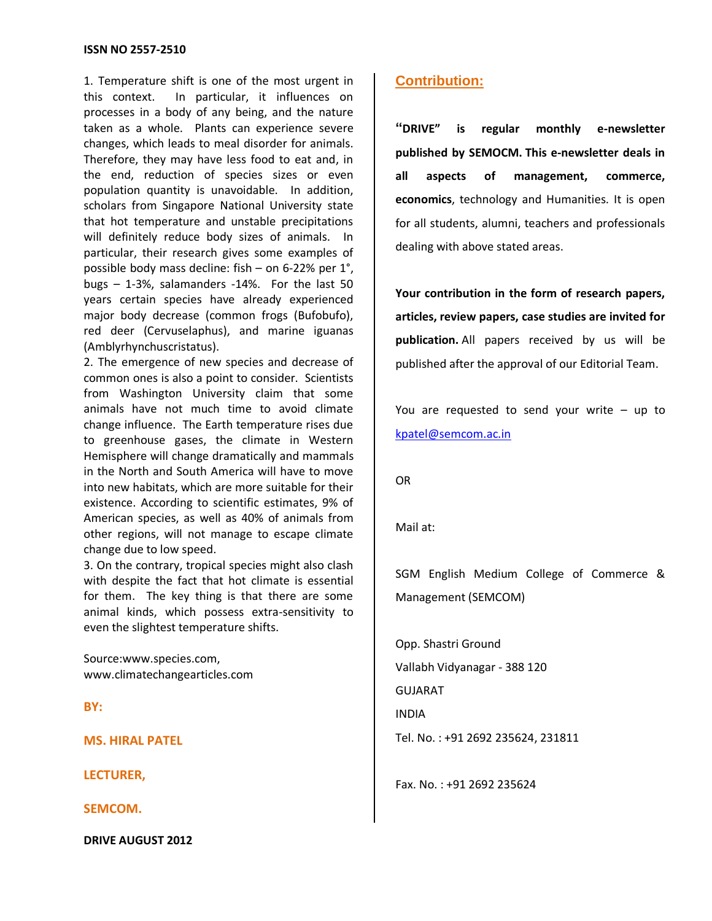1. Temperature shift is one of the most urgent in this context. In particular, it influences on processes in a body of any being, and the nature taken as a whole. Plants can experience severe changes, which leads to meal disorder for animals. Therefore, they may have less food to eat and, in the end, reduction of species sizes or even population quantity is unavoidable. In addition, scholars from Singapore National University state that hot temperature and unstable precipitations will definitely reduce body sizes of animals. In particular, their research gives some examples of possible body mass decline: fish – on 6-22% per 1°, bugs – 1-3%, salamanders -14%. For the last 50 years certain species have already experienced major body decrease (common frogs (Bufobufo), red deer (Cervuselaphus), and marine iguanas (Amblyrhynchuscristatus).

2. The emergence of new species and decrease of common ones is also a point to consider. Scientists from Washington University claim that some animals have not much time to avoid climate change influence. The Earth temperature rises due to greenhouse gases, the climate in Western Hemisphere will change dramatically and mammals in the North and South America will have to move into new habitats, which are more suitable for their existence. According to scientific estimates, 9% of American species, as well as 40% of animals from other regions, will not manage to escape climate change due to low speed.

3. On the contrary, tropical species might also clash with despite the fact that hot climate is essential for them. The key thing is that there are some animal kinds, which possess extra-sensitivity to even the slightest temperature shifts.

Source:www.species.com,
www.climatechangearticles.com

**BY:**

**MS. HIRAL PATEL**

**LECTURER,**

**SEMCOM.**

## Contribution:

**"DRIVE" is regular monthly e-newsletter published by SEMOCM. This e-newsletter deals in all aspects of management, commerce, economics**, technology and Humanities. It is open for all students, alumni, teachers and professionals dealing with above stated areas.

**Your contribution in the form of research papers, articles, review papers, case studies are invited for publication.** All papers received by us will be published after the approval of our Editorial Team.

You are requested to send your write – up to kpatel@semcom.ac.in

OR

Mail at:

SGM English Medium College of Commerce & Management (SEMCOM)

Opp. Shastri Ground
Vallabh Vidyanagar - 388 120
GUJARAT
INDIA
Tel. No. : +91 2692 235624, 231811

Fax. No. : +91 2692 235624